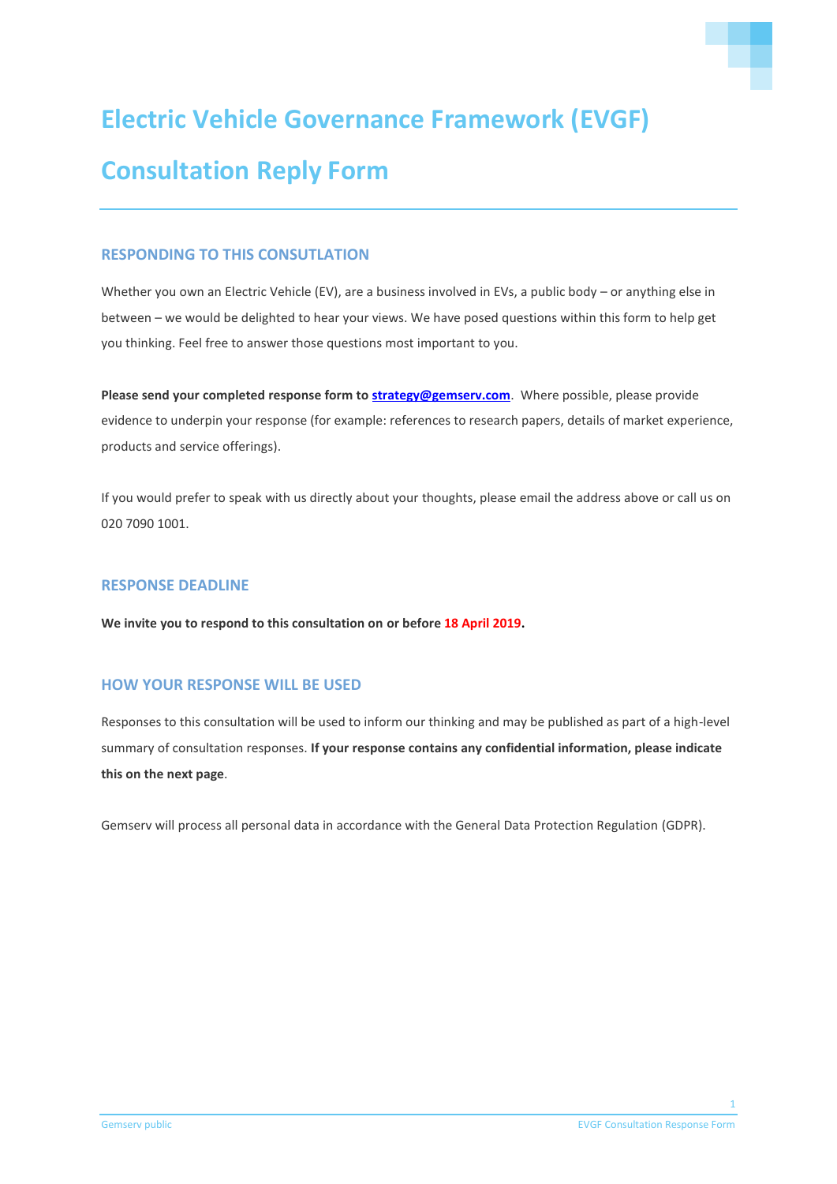# Electric Vehicle Governance Framework (EVGF) Consultation Reply Form

## RESPONDING TO THIS CONSULTATION

Whether you own an Electric Vehicle (EV), are a business involved in EVs, a public body – or anything else in between – we would be delighted to hear your views. We have posed questions within this form to help get you thinking. Feel free to answer those questions most important to you.

**Please send your completed response form to strategy@gemserv.com**. Where possible, please provide evidence to underpin your response (for example: references to research papers, details of market experience, products and service offerings).

If you would prefer to speak with us directly about your thoughts, please email the address above or call us on 020 7090 1001.

## RESPONSE DEADLINE

**We invite you to respond to this consultation on or before 18 April 2019.**

## HOW YOUR RESPONSE WILL BE USED

Responses to this consultation will be used to inform our thinking and may be published as part of a high-level summary of consultation responses. **If your response contains any confidential information, please indicate this on the next page**.

Gemserv will process all personal data in accordance with the General Data Protection Regulation (GDPR).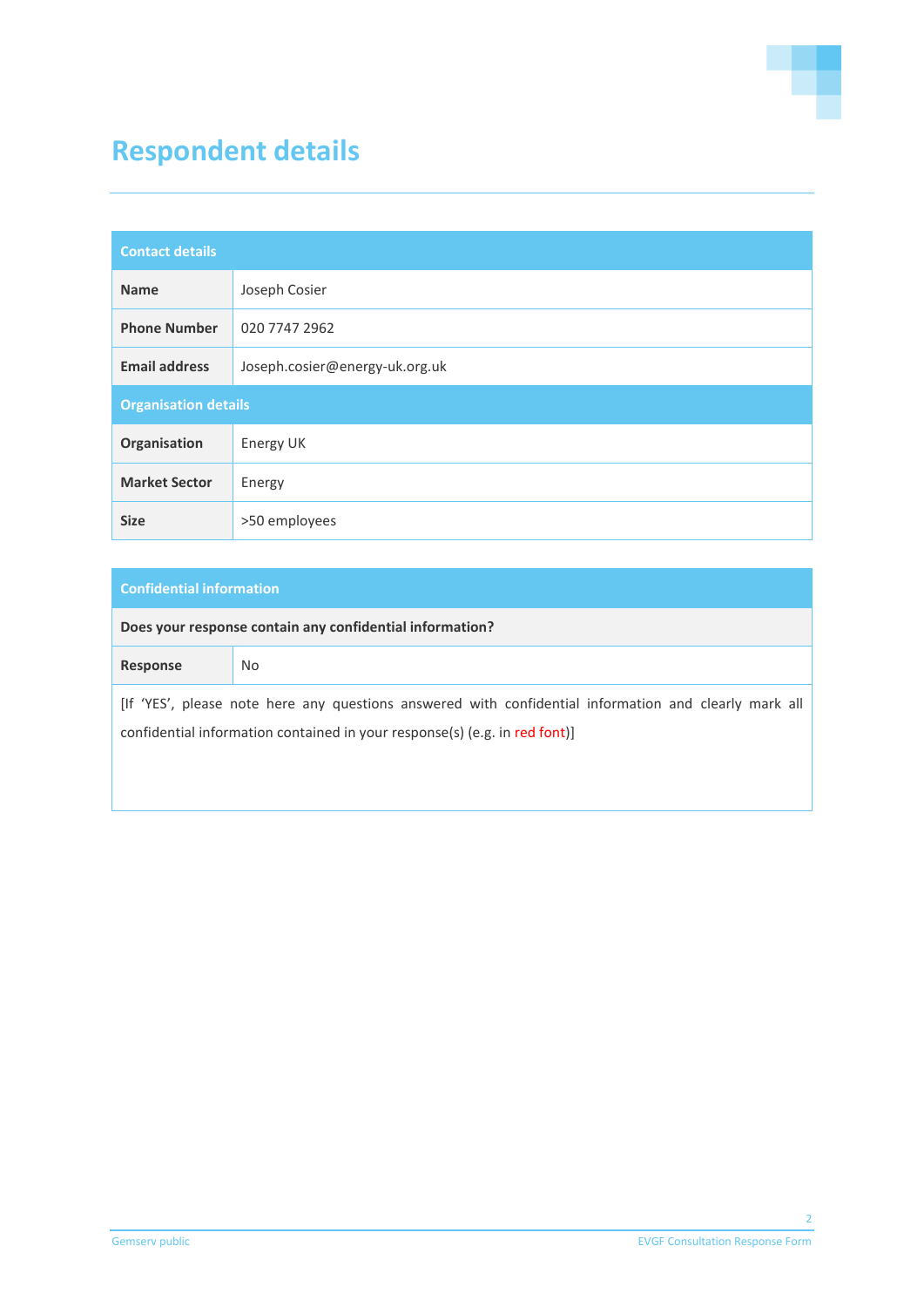# Respondent details

| Contact details | |
|---|---|
| **Name** | Joseph Cosier |
| **Phone Number** | 020 7747 2962 |
| **Email address** | Joseph.cosier@energy-uk.org.uk |
| **Organisation details** | |
| **Organisation** | Energy UK |
| **Market Sector** | Energy |
| **Size** | >50 employees |

| Confidential information | |
|---|---|
| **Does your response contain any confidential information?** | |
| **Response** | No |
| [If 'YES', please note here any questions answered with confidential information and clearly mark all confidential information contained in your response(s) (e.g. in red font)] | |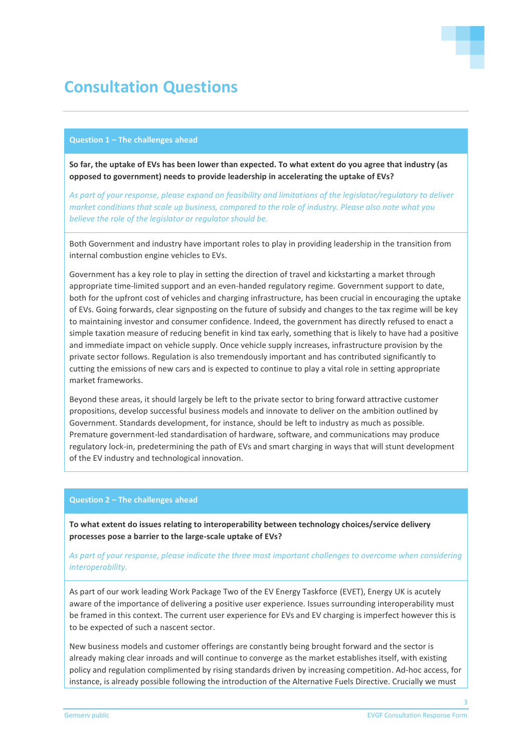# Consultation Questions

### Question 1 – The challenges ahead

**So far, the uptake of EVs has been lower than expected. To what extent do you agree that industry (as opposed to government) needs to provide leadership in accelerating the uptake of EVs?**

*As part of your response, please expand on feasibility and limitations of the legislator/regulatory to deliver market conditions that scale up business, compared to the role of industry. Please also note what you believe the role of the legislator or regulator should be.*

Both Government and industry have important roles to play in providing leadership in the transition from internal combustion engine vehicles to EVs.

Government has a key role to play in setting the direction of travel and kickstarting a market through appropriate time-limited support and an even-handed regulatory regime. Government support to date, both for the upfront cost of vehicles and charging infrastructure, has been crucial in encouraging the uptake of EVs. Going forwards, clear signposting on the future of subsidy and changes to the tax regime will be key to maintaining investor and consumer confidence. Indeed, the government has directly refused to enact a simple taxation measure of reducing benefit in kind tax early, something that is likely to have had a positive and immediate impact on vehicle supply. Once vehicle supply increases, infrastructure provision by the private sector follows. Regulation is also tremendously important and has contributed significantly to cutting the emissions of new cars and is expected to continue to play a vital role in setting appropriate market frameworks.

Beyond these areas, it should largely be left to the private sector to bring forward attractive customer propositions, develop successful business models and innovate to deliver on the ambition outlined by Government. Standards development, for instance, should be left to industry as much as possible. Premature government-led standardisation of hardware, software, and communications may produce regulatory lock-in, predetermining the path of EVs and smart charging in ways that will stunt development of the EV industry and technological innovation.

### Question 2 – The challenges ahead

**To what extent do issues relating to interoperability between technology choices/service delivery processes pose a barrier to the large-scale uptake of EVs?**

*As part of your response, please indicate the three most important challenges to overcome when considering interoperability.*

As part of our work leading Work Package Two of the EV Energy Taskforce (EVET), Energy UK is acutely aware of the importance of delivering a positive user experience. Issues surrounding interoperability must be framed in this context. The current user experience for EVs and EV charging is imperfect however this is to be expected of such a nascent sector.

New business models and customer offerings are constantly being brought forward and the sector is already making clear inroads and will continue to converge as the market establishes itself, with existing policy and regulation complimented by rising standards driven by increasing competition. Ad-hoc access, for instance, is already possible following the introduction of the Alternative Fuels Directive. Crucially we must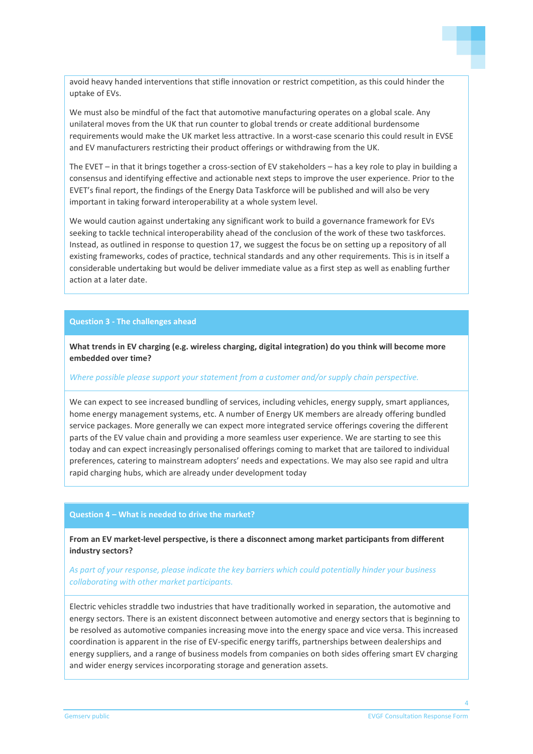avoid heavy handed interventions that stifle innovation or restrict competition, as this could hinder the uptake of EVs.

We must also be mindful of the fact that automotive manufacturing operates on a global scale. Any unilateral moves from the UK that run counter to global trends or create additional burdensome requirements would make the UK market less attractive. In a worst-case scenario this could result in EVSE and EV manufacturers restricting their product offerings or withdrawing from the UK.

The EVET – in that it brings together a cross-section of EV stakeholders – has a key role to play in building a consensus and identifying effective and actionable next steps to improve the user experience. Prior to the EVET's final report, the findings of the Energy Data Taskforce will be published and will also be very important in taking forward interoperability at a whole system level.

We would caution against undertaking any significant work to build a governance framework for EVs seeking to tackle technical interoperability ahead of the conclusion of the work of these two taskforces. Instead, as outlined in response to question 17, we suggest the focus be on setting up a repository of all existing frameworks, codes of practice, technical standards and any other requirements. This is in itself a considerable undertaking but would be deliver immediate value as a first step as well as enabling further action at a later date.

## Question 3 - The challenges ahead

**What trends in EV charging (e.g. wireless charging, digital integration) do you think will become more embedded over time?**

*Where possible please support your statement from a customer and/or supply chain perspective.*

We can expect to see increased bundling of services, including vehicles, energy supply, smart appliances, home energy management systems, etc. A number of Energy UK members are already offering bundled service packages. More generally we can expect more integrated service offerings covering the different parts of the EV value chain and providing a more seamless user experience. We are starting to see this today and can expect increasingly personalised offerings coming to market that are tailored to individual preferences, catering to mainstream adopters' needs and expectations. We may also see rapid and ultra rapid charging hubs, which are already under development today

## Question 4 – What is needed to drive the market?

**From an EV market-level perspective, is there a disconnect among market participants from different industry sectors?**

*As part of your response, please indicate the key barriers which could potentially hinder your business collaborating with other market participants.*

Electric vehicles straddle two industries that have traditionally worked in separation, the automotive and energy sectors. There is an existent disconnect between automotive and energy sectors that is beginning to be resolved as automotive companies increasing move into the energy space and vice versa. This increased coordination is apparent in the rise of EV-specific energy tariffs, partnerships between dealerships and energy suppliers, and a range of business models from companies on both sides offering smart EV charging and wider energy services incorporating storage and generation assets.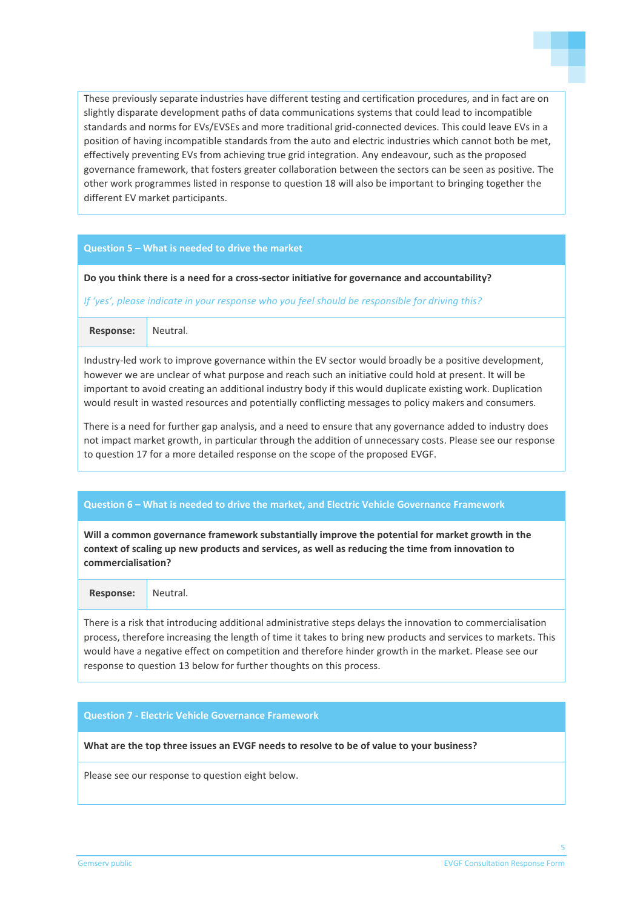These previously separate industries have different testing and certification procedures, and in fact are on slightly disparate development paths of data communications systems that could lead to incompatible standards and norms for EVs/EVSEs and more traditional grid-connected devices. This could leave EVs in a position of having incompatible standards from the auto and electric industries which cannot both be met, effectively preventing EVs from achieving true grid integration. Any endeavour, such as the proposed governance framework, that fosters greater collaboration between the sectors can be seen as positive. The other work programmes listed in response to question 18 will also be important to bringing together the different EV market participants.

## Question 5 – What is needed to drive the market

**Do you think there is a need for a cross-sector initiative for governance and accountability?**

*If 'yes', please indicate in your response who you feel should be responsible for driving this?*

**Response:** Neutral.

Industry-led work to improve governance within the EV sector would broadly be a positive development, however we are unclear of what purpose and reach such an initiative could hold at present. It will be important to avoid creating an additional industry body if this would duplicate existing work. Duplication would result in wasted resources and potentially conflicting messages to policy makers and consumers.

There is a need for further gap analysis, and a need to ensure that any governance added to industry does not impact market growth, in particular through the addition of unnecessary costs. Please see our response to question 17 for a more detailed response on the scope of the proposed EVGF.

## Question 6 – What is needed to drive the market, and Electric Vehicle Governance Framework

**Will a common governance framework substantially improve the potential for market growth in the context of scaling up new products and services, as well as reducing the time from innovation to commercialisation?**

**Response:** Neutral.

There is a risk that introducing additional administrative steps delays the innovation to commercialisation process, therefore increasing the length of time it takes to bring new products and services to markets. This would have a negative effect on competition and therefore hinder growth in the market. Please see our response to question 13 below for further thoughts on this process.

## Question 7 - Electric Vehicle Governance Framework

**What are the top three issues an EVGF needs to resolve to be of value to your business?**

Please see our response to question eight below.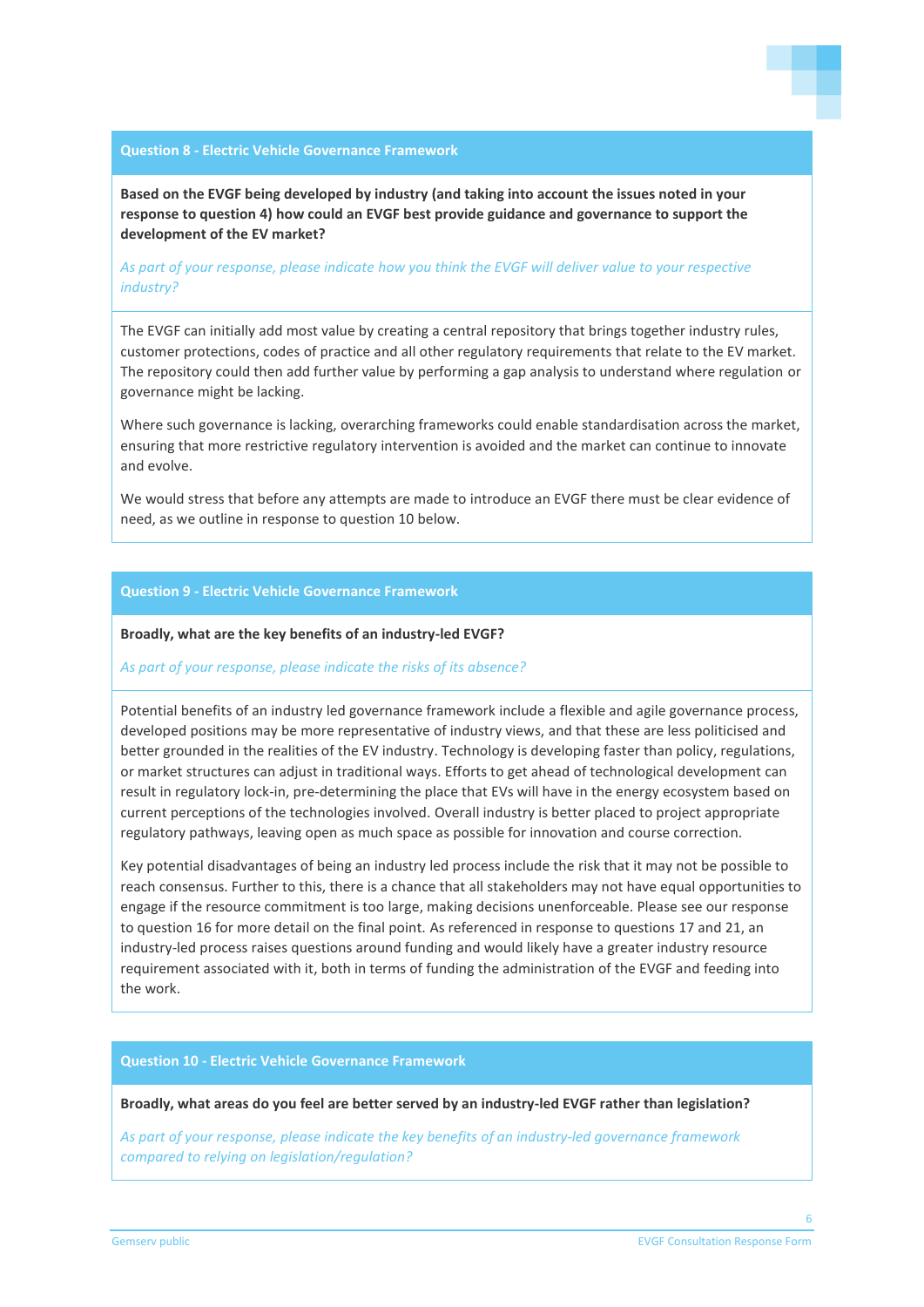## Question 8 - Electric Vehicle Governance Framework

**Based on the EVGF being developed by industry (and taking into account the issues noted in your response to question 4) how could an EVGF best provide guidance and governance to support the development of the EV market?**

*As part of your response, please indicate how you think the EVGF will deliver value to your respective industry?*

The EVGF can initially add most value by creating a central repository that brings together industry rules, customer protections, codes of practice and all other regulatory requirements that relate to the EV market. The repository could then add further value by performing a gap analysis to understand where regulation or governance might be lacking.

Where such governance is lacking, overarching frameworks could enable standardisation across the market, ensuring that more restrictive regulatory intervention is avoided and the market can continue to innovate and evolve.

We would stress that before any attempts are made to introduce an EVGF there must be clear evidence of need, as we outline in response to question 10 below.

## Question 9 - Electric Vehicle Governance Framework

**Broadly, what are the key benefits of an industry-led EVGF?**

*As part of your response, please indicate the risks of its absence?*

Potential benefits of an industry led governance framework include a flexible and agile governance process, developed positions may be more representative of industry views, and that these are less politicised and better grounded in the realities of the EV industry. Technology is developing faster than policy, regulations, or market structures can adjust in traditional ways. Efforts to get ahead of technological development can result in regulatory lock-in, pre-determining the place that EVs will have in the energy ecosystem based on current perceptions of the technologies involved. Overall industry is better placed to project appropriate regulatory pathways, leaving open as much space as possible for innovation and course correction.

Key potential disadvantages of being an industry led process include the risk that it may not be possible to reach consensus. Further to this, there is a chance that all stakeholders may not have equal opportunities to engage if the resource commitment is too large, making decisions unenforceable. Please see our response to question 16 for more detail on the final point. As referenced in response to questions 17 and 21, an industry-led process raises questions around funding and would likely have a greater industry resource requirement associated with it, both in terms of funding the administration of the EVGF and feeding into the work.

## Question 10 - Electric Vehicle Governance Framework

**Broadly, what areas do you feel are better served by an industry-led EVGF rather than legislation?**

*As part of your response, please indicate the key benefits of an industry-led governance framework compared to relying on legislation/regulation?*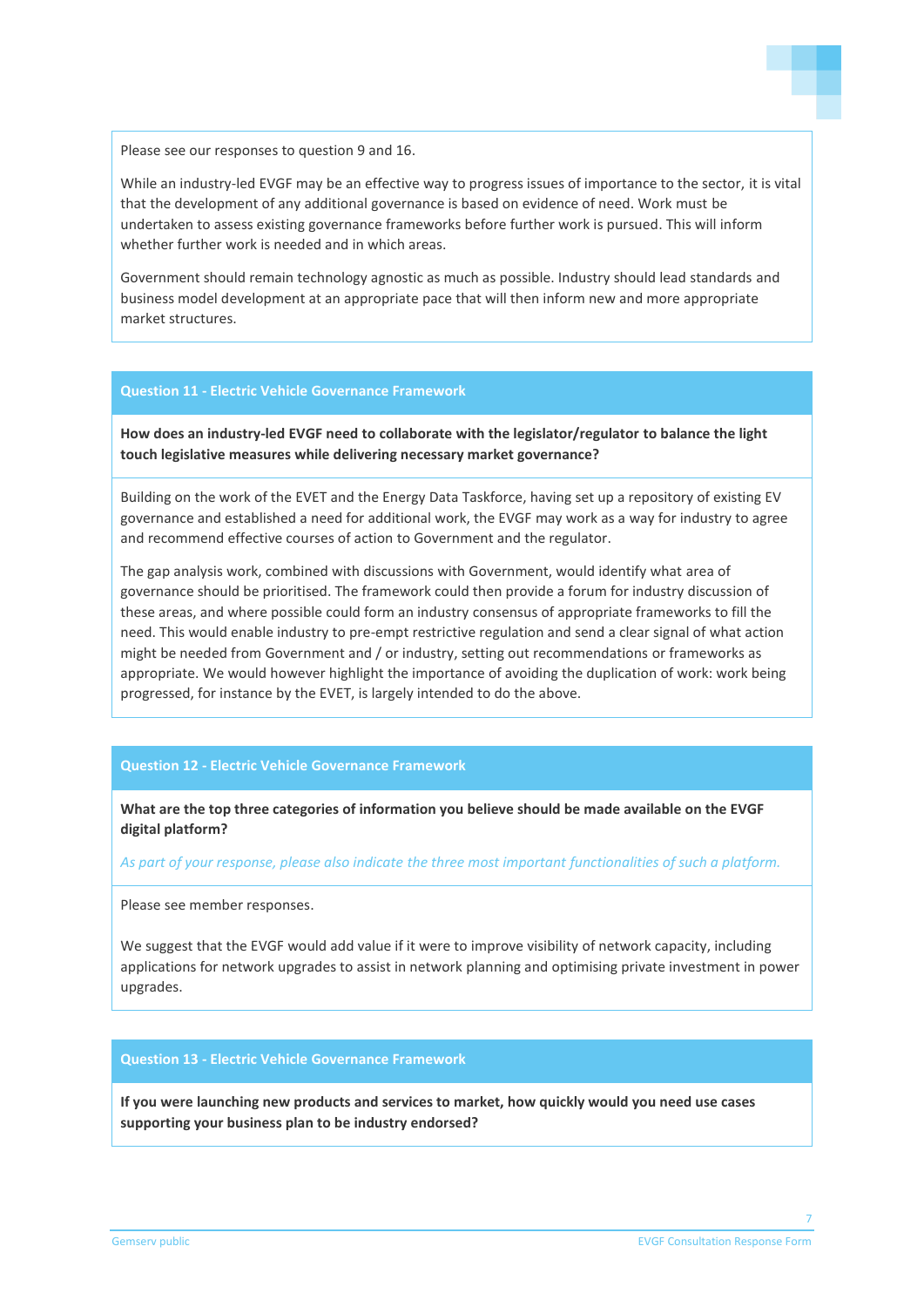Please see our responses to question 9 and 16.

While an industry-led EVGF may be an effective way to progress issues of importance to the sector, it is vital that the development of any additional governance is based on evidence of need. Work must be undertaken to assess existing governance frameworks before further work is pursued. This will inform whether further work is needed and in which areas.

Government should remain technology agnostic as much as possible. Industry should lead standards and business model development at an appropriate pace that will then inform new and more appropriate market structures.

## Question 11 - Electric Vehicle Governance Framework

**How does an industry-led EVGF need to collaborate with the legislator/regulator to balance the light touch legislative measures while delivering necessary market governance?**

Building on the work of the EVET and the Energy Data Taskforce, having set up a repository of existing EV governance and established a need for additional work, the EVGF may work as a way for industry to agree and recommend effective courses of action to Government and the regulator.

The gap analysis work, combined with discussions with Government, would identify what area of governance should be prioritised. The framework could then provide a forum for industry discussion of these areas, and where possible could form an industry consensus of appropriate frameworks to fill the need. This would enable industry to pre-empt restrictive regulation and send a clear signal of what action might be needed from Government and / or industry, setting out recommendations or frameworks as appropriate. We would however highlight the importance of avoiding the duplication of work: work being progressed, for instance by the EVET, is largely intended to do the above.

## Question 12 - Electric Vehicle Governance Framework

**What are the top three categories of information you believe should be made available on the EVGF digital platform?**

*As part of your response, please also indicate the three most important functionalities of such a platform.*

Please see member responses.

We suggest that the EVGF would add value if it were to improve visibility of network capacity, including applications for network upgrades to assist in network planning and optimising private investment in power upgrades.

## Question 13 - Electric Vehicle Governance Framework

**If you were launching new products and services to market, how quickly would you need use cases supporting your business plan to be industry endorsed?**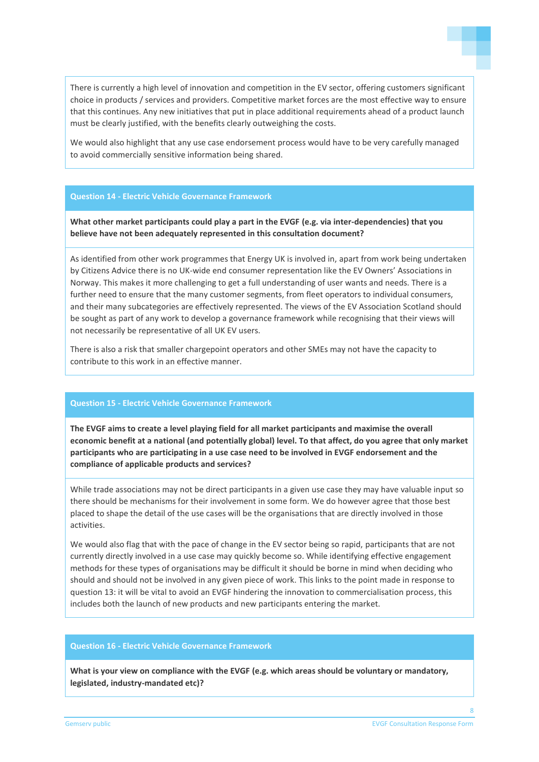There is currently a high level of innovation and competition in the EV sector, offering customers significant choice in products / services and providers. Competitive market forces are the most effective way to ensure that this continues. Any new initiatives that put in place additional requirements ahead of a product launch must be clearly justified, with the benefits clearly outweighing the costs.

We would also highlight that any use case endorsement process would have to be very carefully managed to avoid commercially sensitive information being shared.

### Question 14 - Electric Vehicle Governance Framework

**What other market participants could play a part in the EVGF (e.g. via inter-dependencies) that you believe have not been adequately represented in this consultation document?**

As identified from other work programmes that Energy UK is involved in, apart from work being undertaken by Citizens Advice there is no UK-wide end consumer representation like the EV Owners' Associations in Norway. This makes it more challenging to get a full understanding of user wants and needs. There is a further need to ensure that the many customer segments, from fleet operators to individual consumers, and their many subcategories are effectively represented. The views of the EV Association Scotland should be sought as part of any work to develop a governance framework while recognising that their views will not necessarily be representative of all UK EV users.

There is also a risk that smaller chargepoint operators and other SMEs may not have the capacity to contribute to this work in an effective manner.

### Question 15 - Electric Vehicle Governance Framework

**The EVGF aims to create a level playing field for all market participants and maximise the overall economic benefit at a national (and potentially global) level. To that affect, do you agree that only market participants who are participating in a use case need to be involved in EVGF endorsement and the compliance of applicable products and services?**

While trade associations may not be direct participants in a given use case they may have valuable input so there should be mechanisms for their involvement in some form. We do however agree that those best placed to shape the detail of the use cases will be the organisations that are directly involved in those activities.

We would also flag that with the pace of change in the EV sector being so rapid, participants that are not currently directly involved in a use case may quickly become so. While identifying effective engagement methods for these types of organisations may be difficult it should be borne in mind when deciding who should and should not be involved in any given piece of work. This links to the point made in response to question 13: it will be vital to avoid an EVGF hindering the innovation to commercialisation process, this includes both the launch of new products and new participants entering the market.

### Question 16 - Electric Vehicle Governance Framework

**What is your view on compliance with the EVGF (e.g. which areas should be voluntary or mandatory, legislated, industry-mandated etc)?**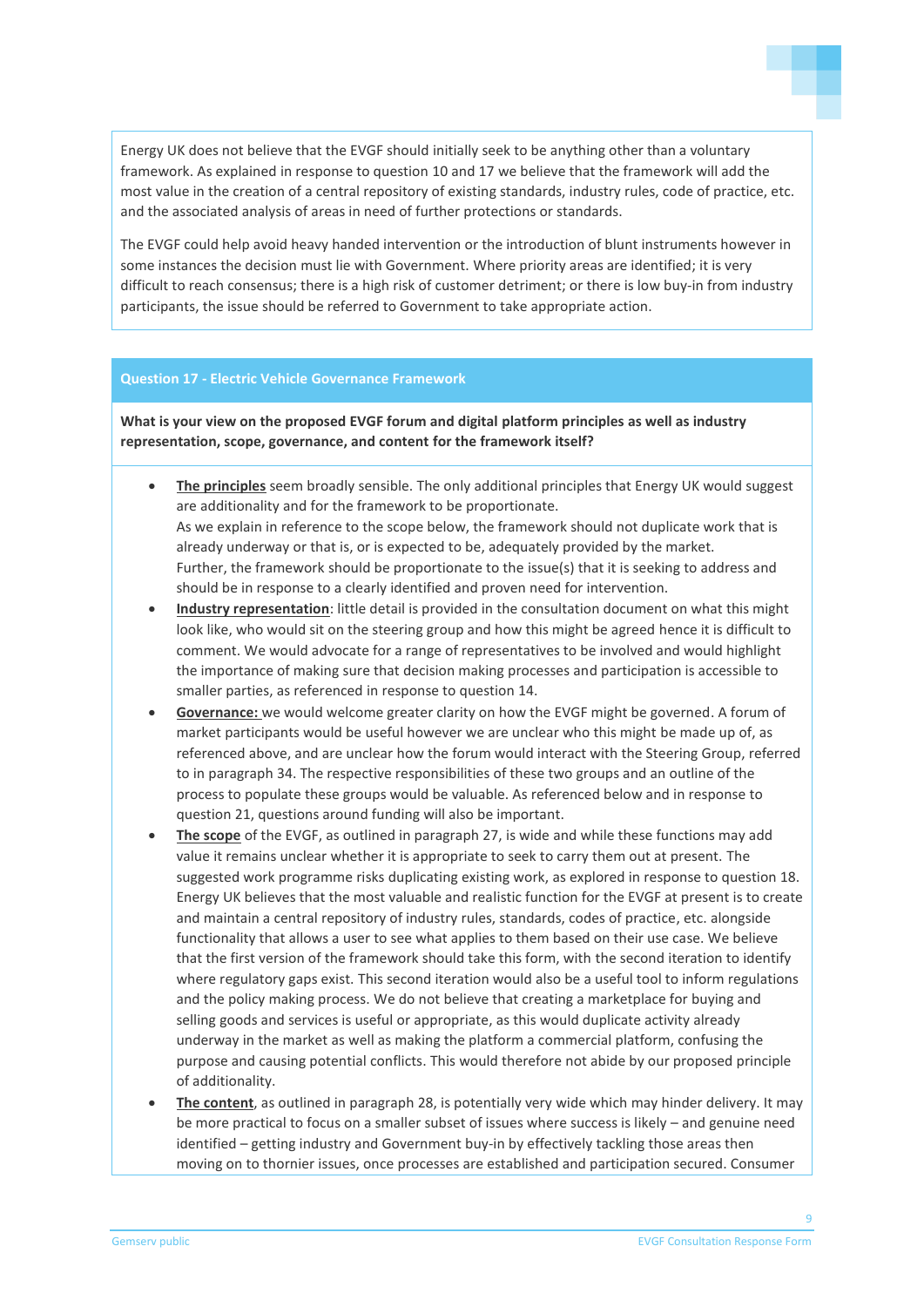Energy UK does not believe that the EVGF should initially seek to be anything other than a voluntary framework. As explained in response to question 10 and 17 we believe that the framework will add the most value in the creation of a central repository of existing standards, industry rules, code of practice, etc. and the associated analysis of areas in need of further protections or standards.

The EVGF could help avoid heavy handed intervention or the introduction of blunt instruments however in some instances the decision must lie with Government. Where priority areas are identified; it is very difficult to reach consensus; there is a high risk of customer detriment; or there is low buy-in from industry participants, the issue should be referred to Government to take appropriate action.

## Question 17 - Electric Vehicle Governance Framework

**What is your view on the proposed EVGF forum and digital platform principles as well as industry representation, scope, governance, and content for the framework itself?**

- **The principles** seem broadly sensible. The only additional principles that Energy UK would suggest are additionality and for the framework to be proportionate.
  As we explain in reference to the scope below, the framework should not duplicate work that is already underway or that is, or is expected to be, adequately provided by the market.
  Further, the framework should be proportionate to the issue(s) that it is seeking to address and should be in response to a clearly identified and proven need for intervention.
- **Industry representation**: little detail is provided in the consultation document on what this might look like, who would sit on the steering group and how this might be agreed hence it is difficult to comment. We would advocate for a range of representatives to be involved and would highlight the importance of making sure that decision making processes and participation is accessible to smaller parties, as referenced in response to question 14.
- **Governance:** we would welcome greater clarity on how the EVGF might be governed. A forum of market participants would be useful however we are unclear who this might be made up of, as referenced above, and are unclear how the forum would interact with the Steering Group, referred to in paragraph 34. The respective responsibilities of these two groups and an outline of the process to populate these groups would be valuable. As referenced below and in response to question 21, questions around funding will also be important.
- **The scope** of the EVGF, as outlined in paragraph 27, is wide and while these functions may add value it remains unclear whether it is appropriate to seek to carry them out at present. The suggested work programme risks duplicating existing work, as explored in response to question 18. Energy UK believes that the most valuable and realistic function for the EVGF at present is to create and maintain a central repository of industry rules, standards, codes of practice, etc. alongside functionality that allows a user to see what applies to them based on their use case. We believe that the first version of the framework should take this form, with the second iteration to identify where regulatory gaps exist. This second iteration would also be a useful tool to inform regulations and the policy making process. We do not believe that creating a marketplace for buying and selling goods and services is useful or appropriate, as this would duplicate activity already underway in the market as well as making the platform a commercial platform, confusing the purpose and causing potential conflicts. This would therefore not abide by our proposed principle of additionality.
- **The content**, as outlined in paragraph 28, is potentially very wide which may hinder delivery. It may be more practical to focus on a smaller subset of issues where success is likely – and genuine need identified – getting industry and Government buy-in by effectively tackling those areas then moving on to thornier issues, once processes are established and participation secured. Consumer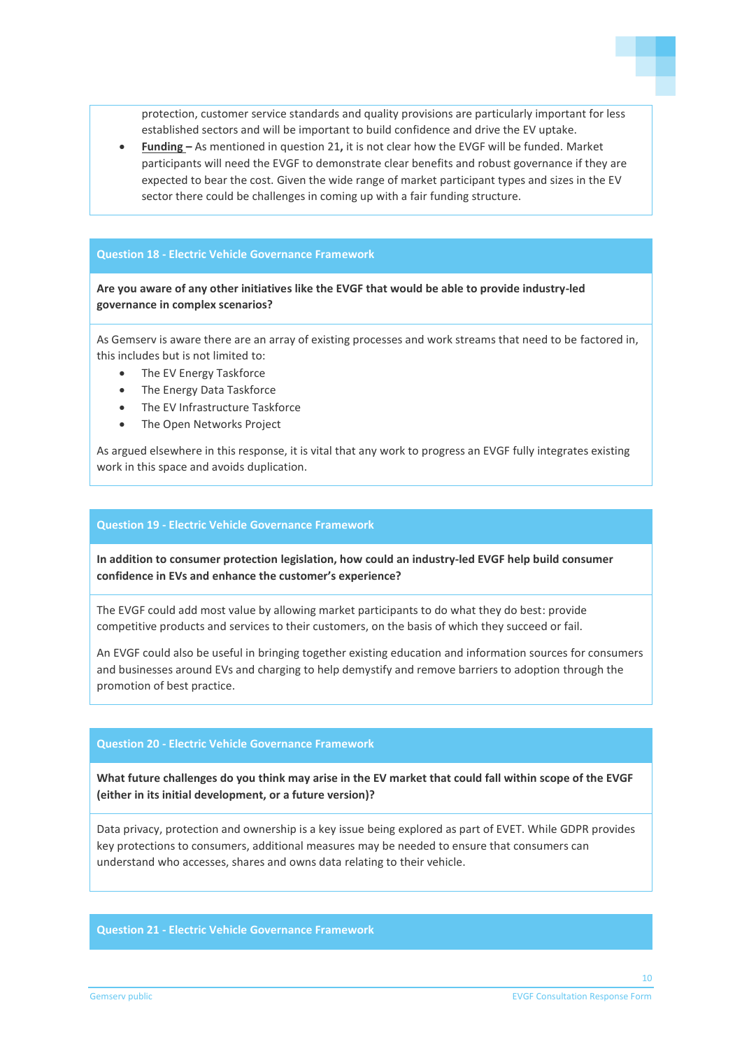protection, customer service standards and quality provisions are particularly important for less established sectors and will be important to build confidence and drive the EV uptake.

- **Funding –** As mentioned in question 21**,** it is not clear how the EVGF will be funded. Market participants will need the EVGF to demonstrate clear benefits and robust governance if they are expected to bear the cost. Given the wide range of market participant types and sizes in the EV sector there could be challenges in coming up with a fair funding structure.

## Question 18 - Electric Vehicle Governance Framework

**Are you aware of any other initiatives like the EVGF that would be able to provide industry-led governance in complex scenarios?**

As Gemserv is aware there are an array of existing processes and work streams that need to be factored in, this includes but is not limited to:

- The EV Energy Taskforce
- The Energy Data Taskforce
- The EV Infrastructure Taskforce
- The Open Networks Project

As argued elsewhere in this response, it is vital that any work to progress an EVGF fully integrates existing work in this space and avoids duplication.

## Question 19 - Electric Vehicle Governance Framework

**In addition to consumer protection legislation, how could an industry-led EVGF help build consumer confidence in EVs and enhance the customer's experience?**

The EVGF could add most value by allowing market participants to do what they do best: provide competitive products and services to their customers, on the basis of which they succeed or fail.

An EVGF could also be useful in bringing together existing education and information sources for consumers and businesses around EVs and charging to help demystify and remove barriers to adoption through the promotion of best practice.

## Question 20 - Electric Vehicle Governance Framework

**What future challenges do you think may arise in the EV market that could fall within scope of the EVGF (either in its initial development, or a future version)?**

Data privacy, protection and ownership is a key issue being explored as part of EVET. While GDPR provides key protections to consumers, additional measures may be needed to ensure that consumers can understand who accesses, shares and owns data relating to their vehicle.

## Question 21 - Electric Vehicle Governance Framework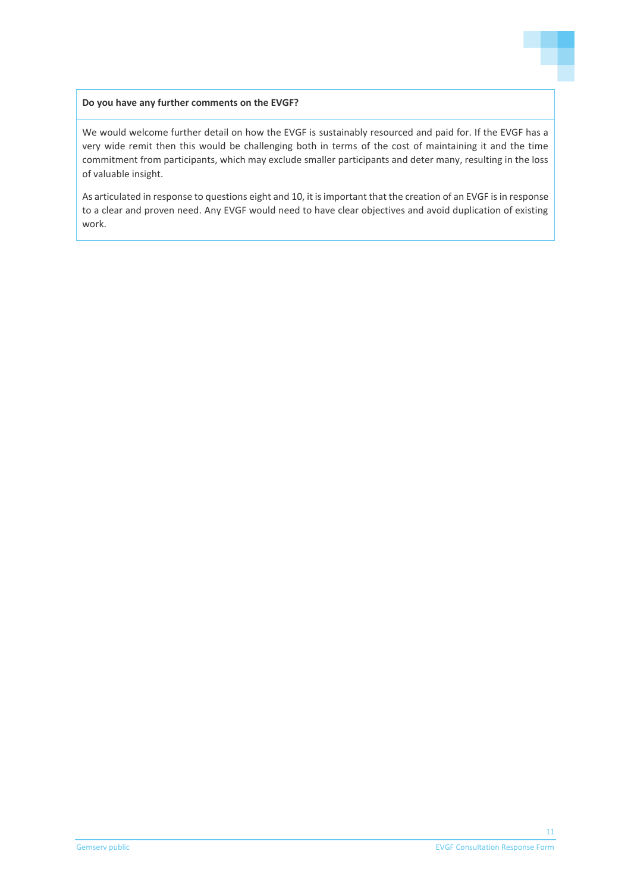**Do you have any further comments on the EVGF?**

We would welcome further detail on how the EVGF is sustainably resourced and paid for. If the EVGF has a very wide remit then this would be challenging both in terms of the cost of maintaining it and the time commitment from participants, which may exclude smaller participants and deter many, resulting in the loss of valuable insight.

As articulated in response to questions eight and 10, it is important that the creation of an EVGF is in response to a clear and proven need. Any EVGF would need to have clear objectives and avoid duplication of existing work.